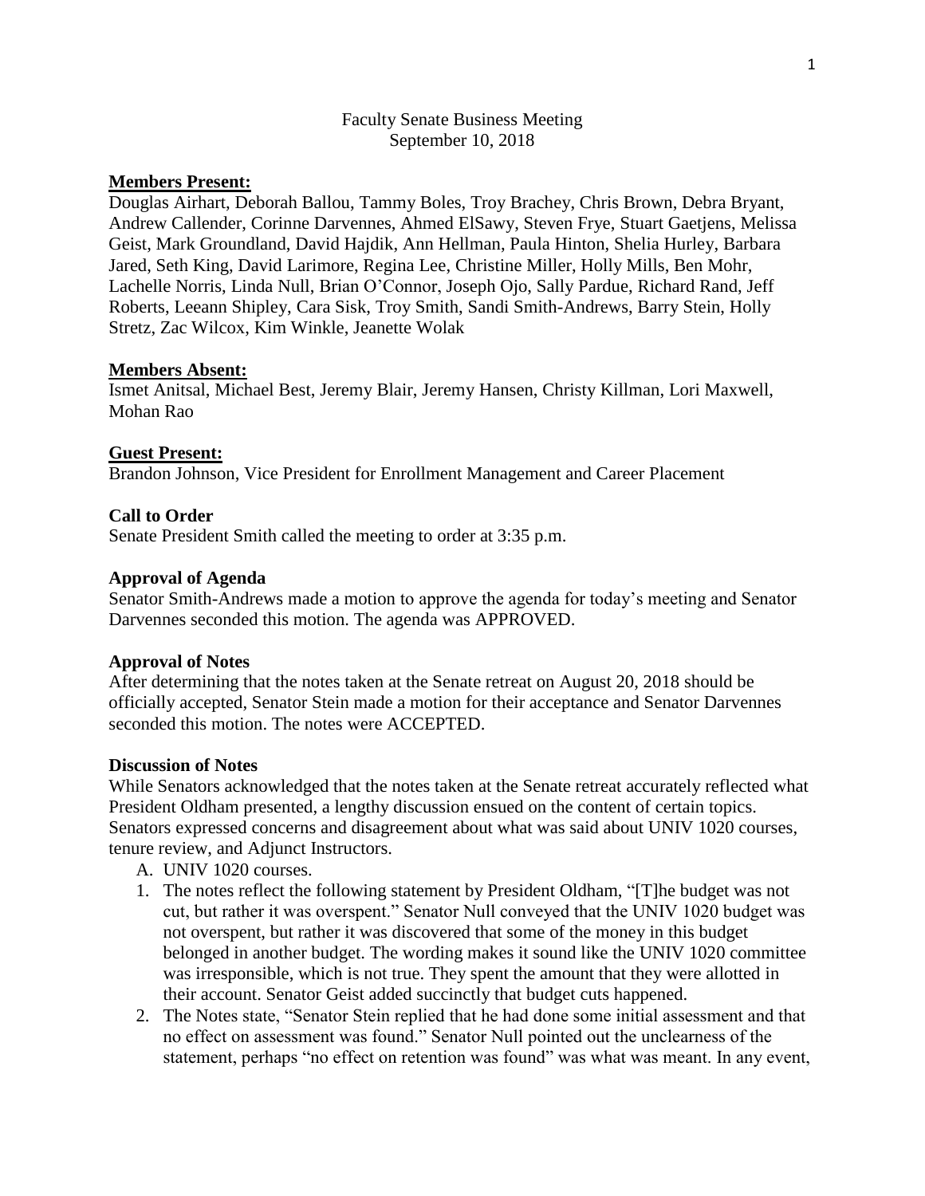Faculty Senate Business Meeting
September 10, 2018

**Members Present:**

Douglas Airhart, Deborah Ballou, Tammy Boles, Troy Brachey, Chris Brown, Debra Bryant, Andrew Callender, Corinne Darvennes, Ahmed ElSawy, Steven Frye, Stuart Gaetjens, Melissa Geist, Mark Groundland, David Hajdik, Ann Hellman, Paula Hinton, Shelia Hurley, Barbara Jared, Seth King, David Larimore, Regina Lee, Christine Miller, Holly Mills, Ben Mohr, Lachelle Norris, Linda Null, Brian O'Connor, Joseph Ojo, Sally Pardue, Richard Rand, Jeff Roberts, Leeann Shipley, Cara Sisk, Troy Smith, Sandi Smith-Andrews, Barry Stein, Holly Stretz, Zac Wilcox, Kim Winkle, Jeanette Wolak

**Members Absent:**

Ismet Anitsal, Michael Best, Jeremy Blair, Jeremy Hansen, Christy Killman, Lori Maxwell, Mohan Rao

**Guest Present:**

Brandon Johnson, Vice President for Enrollment Management and Career Placement

**Call to Order**

Senate President Smith called the meeting to order at 3:35 p.m.

**Approval of Agenda**

Senator Smith-Andrews made a motion to approve the agenda for today's meeting and Senator Darvennes seconded this motion. The agenda was APPROVED.

**Approval of Notes**

After determining that the notes taken at the Senate retreat on August 20, 2018 should be officially accepted, Senator Stein made a motion for their acceptance and Senator Darvennes seconded this motion. The notes were ACCEPTED.

**Discussion of Notes**

While Senators acknowledged that the notes taken at the Senate retreat accurately reflected what President Oldham presented, a lengthy discussion ensued on the content of certain topics. Senators expressed concerns and disagreement about what was said about UNIV 1020 courses, tenure review, and Adjunct Instructors.

A. UNIV 1020 courses.

1. The notes reflect the following statement by President Oldham, "[T]he budget was not cut, but rather it was overspent." Senator Null conveyed that the UNIV 1020 budget was not overspent, but rather it was discovered that some of the money in this budget belonged in another budget. The wording makes it sound like the UNIV 1020 committee was irresponsible, which is not true. They spent the amount that they were allotted in their account. Senator Geist added succinctly that budget cuts happened.
2. The Notes state, "Senator Stein replied that he had done some initial assessment and that no effect on assessment was found." Senator Null pointed out the unclearness of the statement, perhaps "no effect on retention was found" was what was meant. In any event,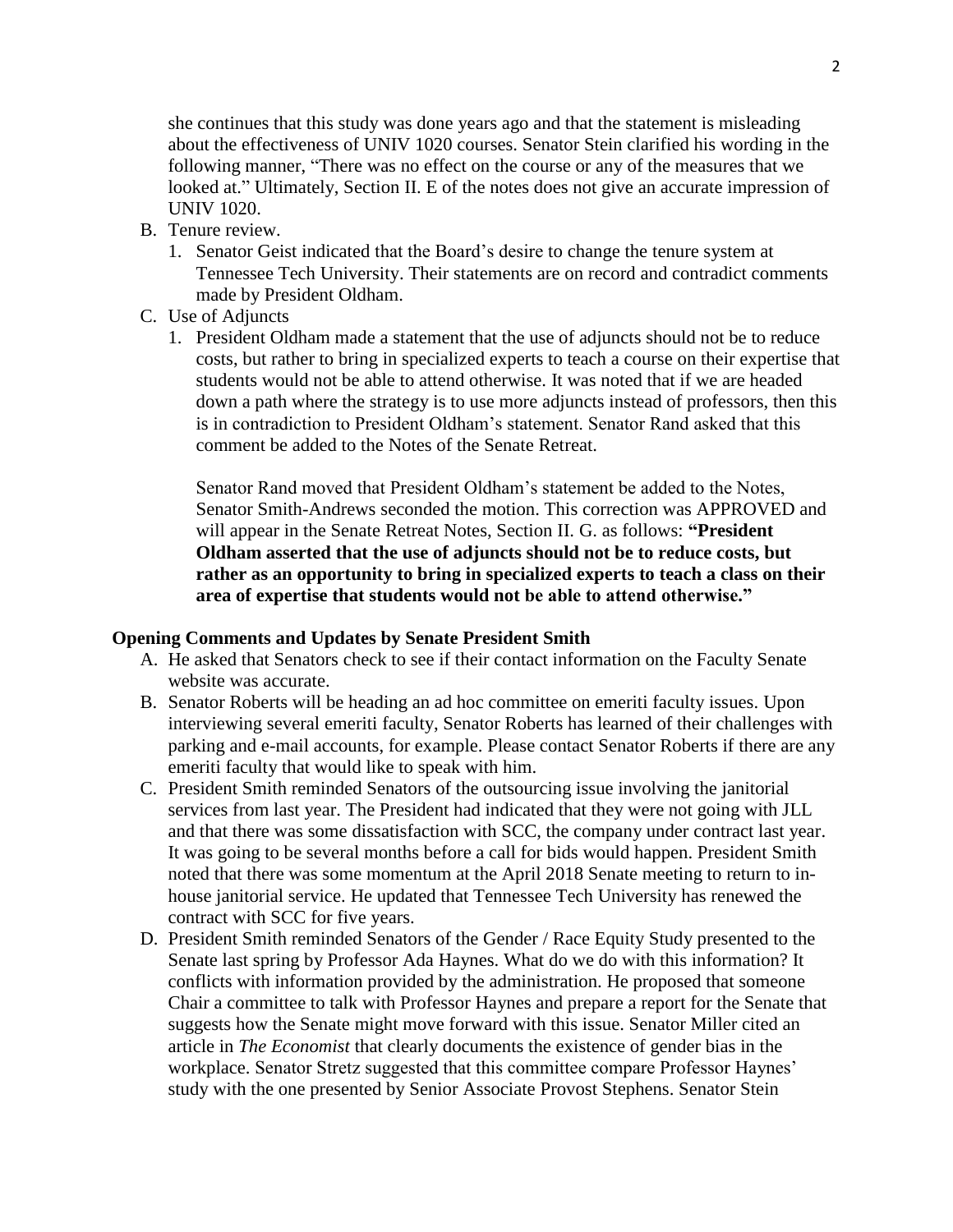she continues that this study was done years ago and that the statement is misleading about the effectiveness of UNIV 1020 courses. Senator Stein clarified his wording in the following manner, "There was no effect on the course or any of the measures that we looked at." Ultimately, Section II. E of the notes does not give an accurate impression of UNIV 1020.

B. Tenure review.
   1. Senator Geist indicated that the Board's desire to change the tenure system at Tennessee Tech University. Their statements are on record and contradict comments made by President Oldham.
C. Use of Adjuncts
   1. President Oldham made a statement that the use of adjuncts should not be to reduce costs, but rather to bring in specialized experts to teach a course on their expertise that students would not be able to attend otherwise. It was noted that if we are headed down a path where the strategy is to use more adjuncts instead of professors, then this is in contradiction to President Oldham's statement. Senator Rand asked that this comment be added to the Notes of the Senate Retreat.

      Senator Rand moved that President Oldham's statement be added to the Notes, Senator Smith-Andrews seconded the motion. This correction was APPROVED and will appear in the Senate Retreat Notes, Section II. G. as follows: **"President Oldham asserted that the use of adjuncts should not be to reduce costs, but rather as an opportunity to bring in specialized experts to teach a class on their area of expertise that students would not be able to attend otherwise."**

**Opening Comments and Updates by Senate President Smith**

A. He asked that Senators check to see if their contact information on the Faculty Senate website was accurate.
B. Senator Roberts will be heading an ad hoc committee on emeriti faculty issues. Upon interviewing several emeriti faculty, Senator Roberts has learned of their challenges with parking and e-mail accounts, for example. Please contact Senator Roberts if there are any emeriti faculty that would like to speak with him.
C. President Smith reminded Senators of the outsourcing issue involving the janitorial services from last year. The President had indicated that they were not going with JLL and that there was some dissatisfaction with SCC, the company under contract last year. It was going to be several months before a call for bids would happen. President Smith noted that there was some momentum at the April 2018 Senate meeting to return to in-house janitorial service. He updated that Tennessee Tech University has renewed the contract with SCC for five years.
D. President Smith reminded Senators of the Gender / Race Equity Study presented to the Senate last spring by Professor Ada Haynes. What do we do with this information? It conflicts with information provided by the administration. He proposed that someone Chair a committee to talk with Professor Haynes and prepare a report for the Senate that suggests how the Senate might move forward with this issue. Senator Miller cited an article in *The Economist* that clearly documents the existence of gender bias in the workplace. Senator Stretz suggested that this committee compare Professor Haynes' study with the one presented by Senior Associate Provost Stephens. Senator Stein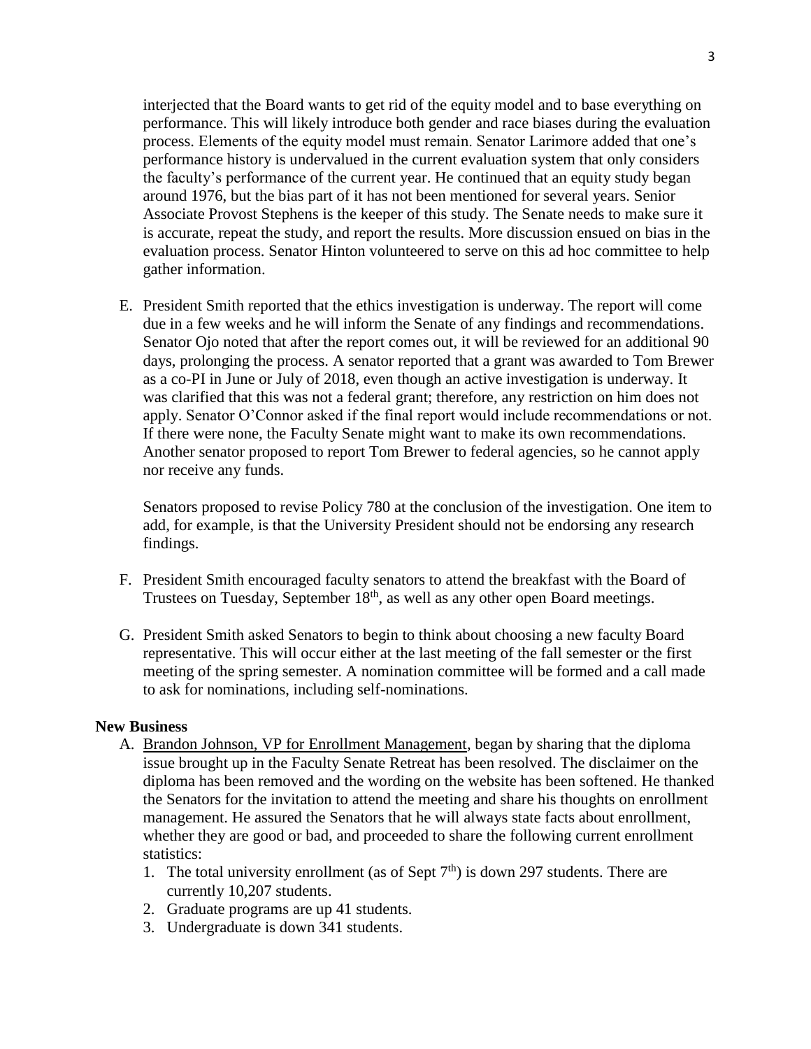interjected that the Board wants to get rid of the equity model and to base everything on performance. This will likely introduce both gender and race biases during the evaluation process. Elements of the equity model must remain. Senator Larimore added that one's performance history is undervalued in the current evaluation system that only considers the faculty's performance of the current year. He continued that an equity study began around 1976, but the bias part of it has not been mentioned for several years. Senior Associate Provost Stephens is the keeper of this study. The Senate needs to make sure it is accurate, repeat the study, and report the results. More discussion ensued on bias in the evaluation process. Senator Hinton volunteered to serve on this ad hoc committee to help gather information.

E. President Smith reported that the ethics investigation is underway. The report will come due in a few weeks and he will inform the Senate of any findings and recommendations. Senator Ojo noted that after the report comes out, it will be reviewed for an additional 90 days, prolonging the process. A senator reported that a grant was awarded to Tom Brewer as a co-PI in June or July of 2018, even though an active investigation is underway. It was clarified that this was not a federal grant; therefore, any restriction on him does not apply. Senator O'Connor asked if the final report would include recommendations or not. If there were none, the Faculty Senate might want to make its own recommendations. Another senator proposed to report Tom Brewer to federal agencies, so he cannot apply nor receive any funds.

   Senators proposed to revise Policy 780 at the conclusion of the investigation. One item to add, for example, is that the University President should not be endorsing any research findings.

F. President Smith encouraged faculty senators to attend the breakfast with the Board of Trustees on Tuesday, September 18th, as well as any other open Board meetings.

G. President Smith asked Senators to begin to think about choosing a new faculty Board representative. This will occur either at the last meeting of the fall semester or the first meeting of the spring semester. A nomination committee will be formed and a call made to ask for nominations, including self-nominations.

**New Business**

A. Brandon Johnson, VP for Enrollment Management, began by sharing that the diploma issue brought up in the Faculty Senate Retreat has been resolved. The disclaimer on the diploma has been removed and the wording on the website has been softened. He thanked the Senators for the invitation to attend the meeting and share his thoughts on enrollment management. He assured the Senators that he will always state facts about enrollment, whether they are good or bad, and proceeded to share the following current enrollment statistics:
   1. The total university enrollment (as of Sept 7th) is down 297 students. There are currently 10,207 students.
   2. Graduate programs are up 41 students.
   3. Undergraduate is down 341 students.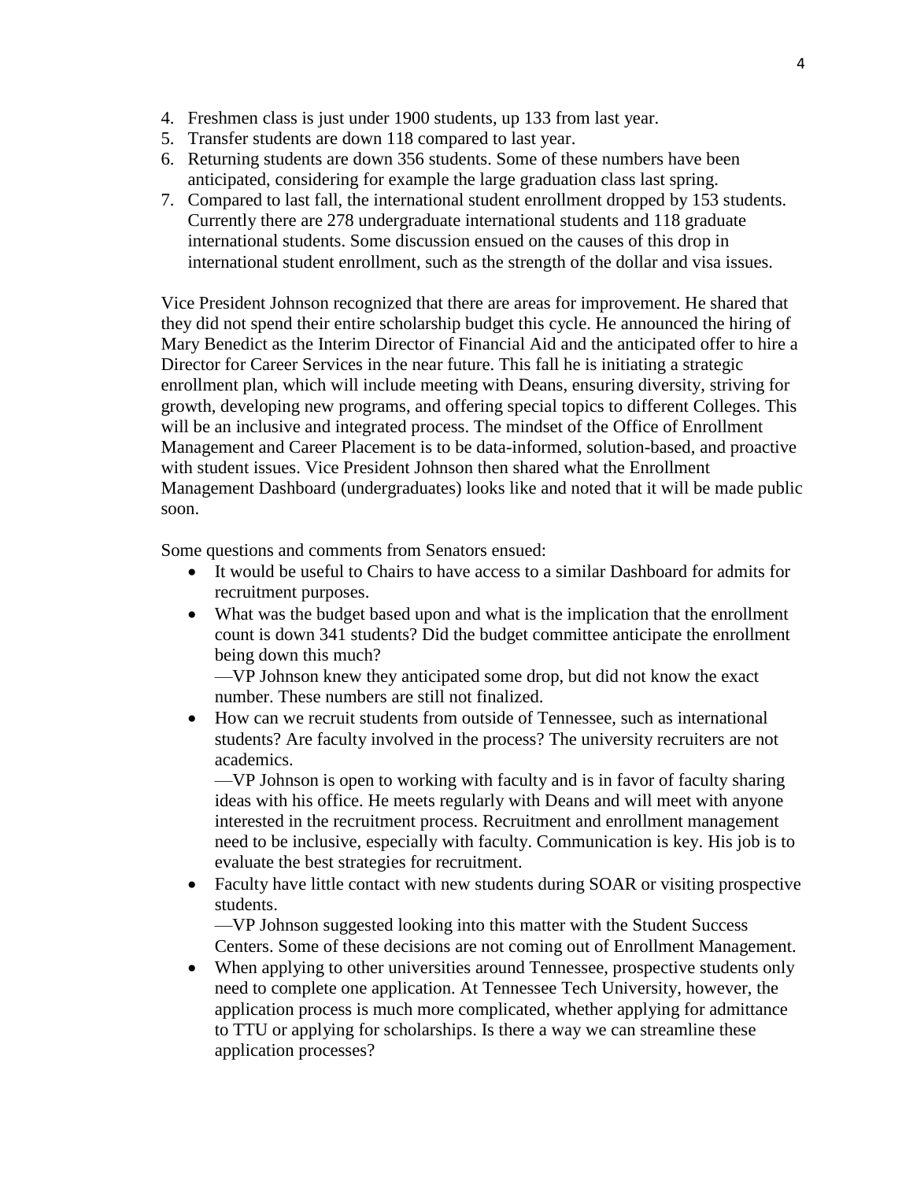4. Freshmen class is just under 1900 students, up 133 from last year.
5. Transfer students are down 118 compared to last year.
6. Returning students are down 356 students. Some of these numbers have been anticipated, considering for example the large graduation class last spring.
7. Compared to last fall, the international student enrollment dropped by 153 students. Currently there are 278 undergraduate international students and 118 graduate international students. Some discussion ensued on the causes of this drop in international student enrollment, such as the strength of the dollar and visa issues.

Vice President Johnson recognized that there are areas for improvement. He shared that they did not spend their entire scholarship budget this cycle. He announced the hiring of Mary Benedict as the Interim Director of Financial Aid and the anticipated offer to hire a Director for Career Services in the near future. This fall he is initiating a strategic enrollment plan, which will include meeting with Deans, ensuring diversity, striving for growth, developing new programs, and offering special topics to different Colleges. This will be an inclusive and integrated process. The mindset of the Office of Enrollment Management and Career Placement is to be data-informed, solution-based, and proactive with student issues. Vice President Johnson then shared what the Enrollment Management Dashboard (undergraduates) looks like and noted that it will be made public soon.

Some questions and comments from Senators ensued:

- It would be useful to Chairs to have access to a similar Dashboard for admits for recruitment purposes.
- What was the budget based upon and what is the implication that the enrollment count is down 341 students? Did the budget committee anticipate the enrollment being down this much?
  —VP Johnson knew they anticipated some drop, but did not know the exact number. These numbers are still not finalized.
- How can we recruit students from outside of Tennessee, such as international students? Are faculty involved in the process? The university recruiters are not academics.
  —VP Johnson is open to working with faculty and is in favor of faculty sharing ideas with his office. He meets regularly with Deans and will meet with anyone interested in the recruitment process. Recruitment and enrollment management need to be inclusive, especially with faculty. Communication is key. His job is to evaluate the best strategies for recruitment.
- Faculty have little contact with new students during SOAR or visiting prospective students.
  —VP Johnson suggested looking into this matter with the Student Success Centers. Some of these decisions are not coming out of Enrollment Management.
- When applying to other universities around Tennessee, prospective students only need to complete one application. At Tennessee Tech University, however, the application process is much more complicated, whether applying for admittance to TTU or applying for scholarships. Is there a way we can streamline these application processes?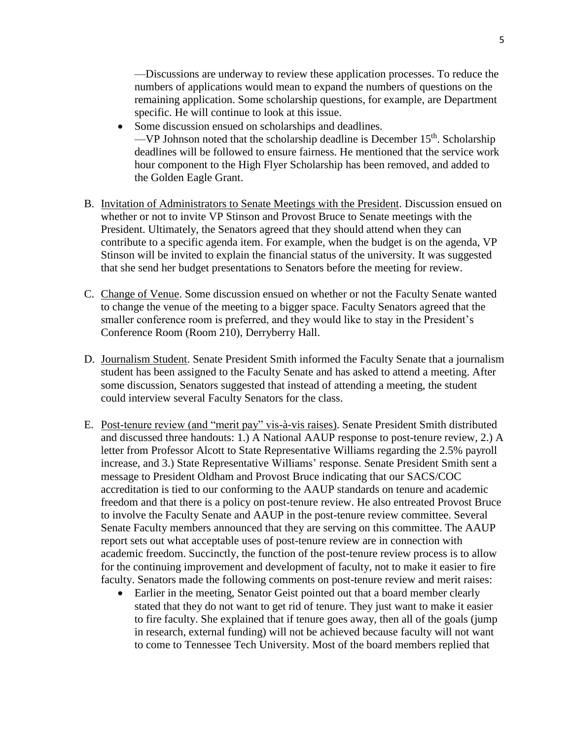—Discussions are underway to review these application processes. To reduce the numbers of applications would mean to expand the numbers of questions on the remaining application. Some scholarship questions, for example, are Department specific. He will continue to look at this issue.

- Some discussion ensued on scholarships and deadlines.
  —VP Johnson noted that the scholarship deadline is December 15th. Scholarship deadlines will be followed to ensure fairness. He mentioned that the service work hour component to the High Flyer Scholarship has been removed, and added to the Golden Eagle Grant.

B. Invitation of Administrators to Senate Meetings with the President. Discussion ensued on whether or not to invite VP Stinson and Provost Bruce to Senate meetings with the President. Ultimately, the Senators agreed that they should attend when they can contribute to a specific agenda item. For example, when the budget is on the agenda, VP Stinson will be invited to explain the financial status of the university. It was suggested that she send her budget presentations to Senators before the meeting for review.

C. Change of Venue. Some discussion ensued on whether or not the Faculty Senate wanted to change the venue of the meeting to a bigger space. Faculty Senators agreed that the smaller conference room is preferred, and they would like to stay in the President's Conference Room (Room 210), Derryberry Hall.

D. Journalism Student. Senate President Smith informed the Faculty Senate that a journalism student has been assigned to the Faculty Senate and has asked to attend a meeting. After some discussion, Senators suggested that instead of attending a meeting, the student could interview several Faculty Senators for the class.

E. Post-tenure review (and "merit pay" vis-à-vis raises). Senate President Smith distributed and discussed three handouts: 1.) A National AAUP response to post-tenure review, 2.) A letter from Professor Alcott to State Representative Williams regarding the 2.5% payroll increase, and 3.) State Representative Williams' response. Senate President Smith sent a message to President Oldham and Provost Bruce indicating that our SACS/COC accreditation is tied to our conforming to the AAUP standards on tenure and academic freedom and that there is a policy on post-tenure review. He also entreated Provost Bruce to involve the Faculty Senate and AAUP in the post-tenure review committee. Several Senate Faculty members announced that they are serving on this committee. The AAUP report sets out what acceptable uses of post-tenure review are in connection with academic freedom. Succinctly, the function of the post-tenure review process is to allow for the continuing improvement and development of faculty, not to make it easier to fire faculty. Senators made the following comments on post-tenure review and merit raises:

   - Earlier in the meeting, Senator Geist pointed out that a board member clearly stated that they do not want to get rid of tenure. They just want to make it easier to fire faculty. She explained that if tenure goes away, then all of the goals (jump in research, external funding) will not be achieved because faculty will not want to come to Tennessee Tech University. Most of the board members replied that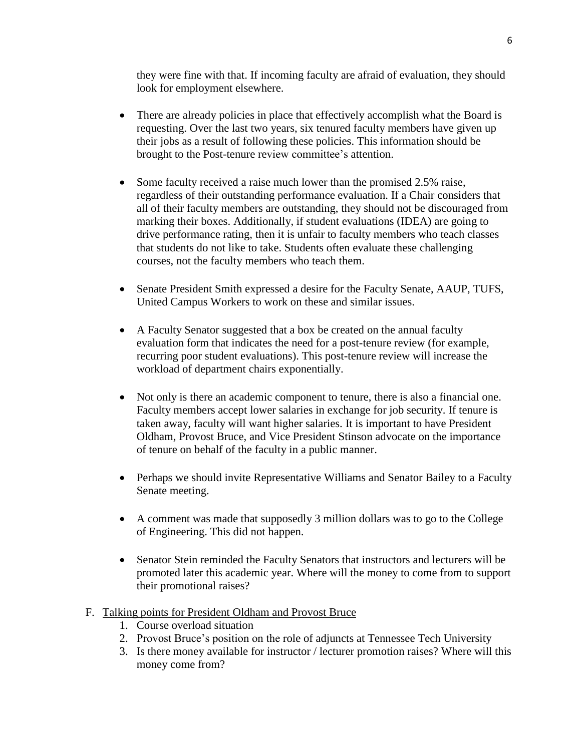they were fine with that. If incoming faculty are afraid of evaluation, they should look for employment elsewhere.

- There are already policies in place that effectively accomplish what the Board is requesting. Over the last two years, six tenured faculty members have given up their jobs as a result of following these policies. This information should be brought to the Post-tenure review committee's attention.

- Some faculty received a raise much lower than the promised 2.5% raise, regardless of their outstanding performance evaluation. If a Chair considers that all of their faculty members are outstanding, they should not be discouraged from marking their boxes. Additionally, if student evaluations (IDEA) are going to drive performance rating, then it is unfair to faculty members who teach classes that students do not like to take. Students often evaluate these challenging courses, not the faculty members who teach them.

- Senate President Smith expressed a desire for the Faculty Senate, AAUP, TUFS, United Campus Workers to work on these and similar issues.

- A Faculty Senator suggested that a box be created on the annual faculty evaluation form that indicates the need for a post-tenure review (for example, recurring poor student evaluations). This post-tenure review will increase the workload of department chairs exponentially.

- Not only is there an academic component to tenure, there is also a financial one. Faculty members accept lower salaries in exchange for job security. If tenure is taken away, faculty will want higher salaries. It is important to have President Oldham, Provost Bruce, and Vice President Stinson advocate on the importance of tenure on behalf of the faculty in a public manner.

- Perhaps we should invite Representative Williams and Senator Bailey to a Faculty Senate meeting.

- A comment was made that supposedly 3 million dollars was to go to the College of Engineering. This did not happen.

- Senator Stein reminded the Faculty Senators that instructors and lecturers will be promoted later this academic year. Where will the money to come from to support their promotional raises?

F. <u>Talking points for President Oldham and Provost Bruce</u>

1. Course overload situation
2. Provost Bruce's position on the role of adjuncts at Tennessee Tech University
3. Is there money available for instructor / lecturer promotion raises? Where will this money come from?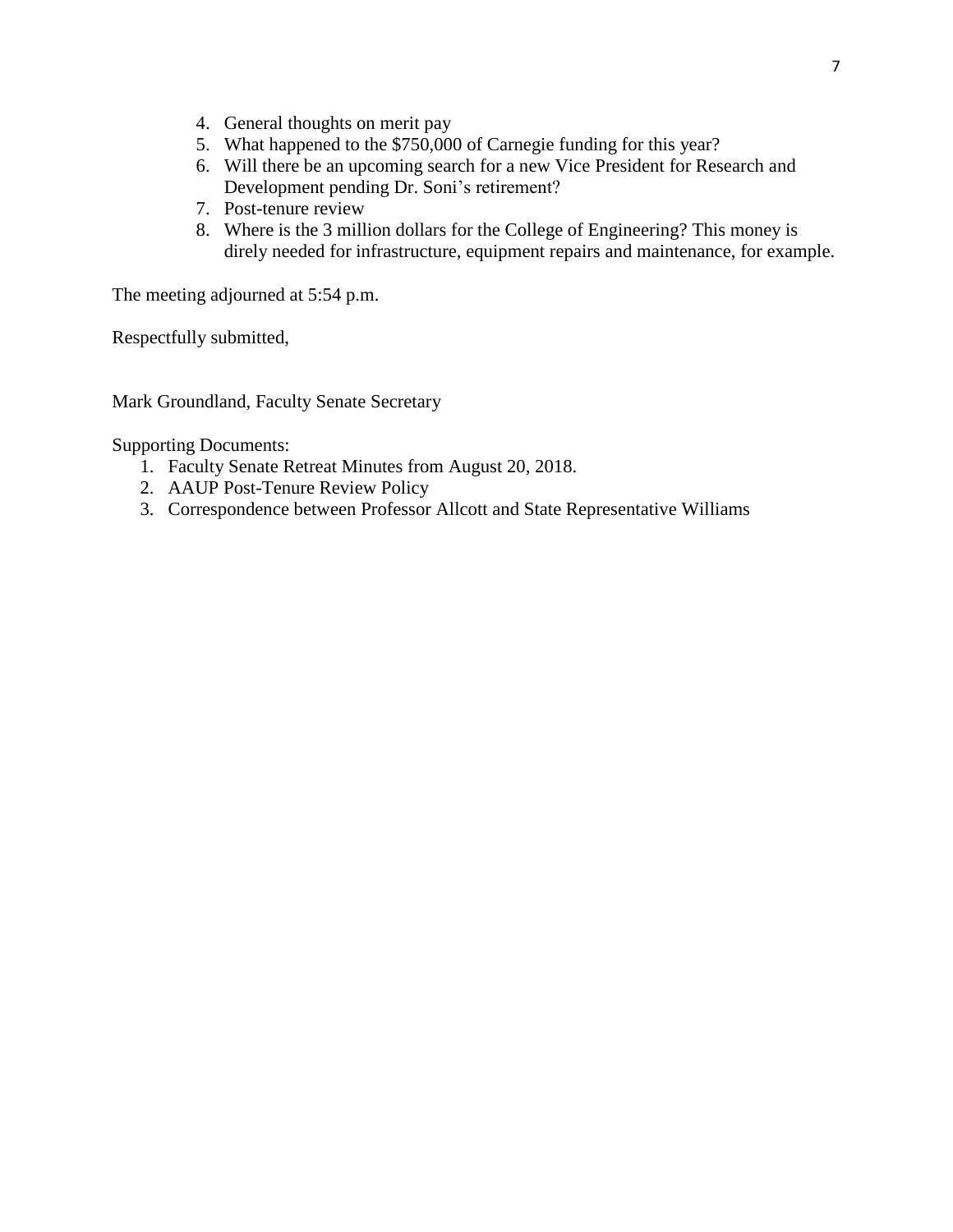4. General thoughts on merit pay
5. What happened to the $750,000 of Carnegie funding for this year?
6. Will there be an upcoming search for a new Vice President for Research and Development pending Dr. Soni's retirement?
7. Post-tenure review
8. Where is the 3 million dollars for the College of Engineering? This money is direly needed for infrastructure, equipment repairs and maintenance, for example.

The meeting adjourned at 5:54 p.m.

Respectfully submitted,

Mark Groundland, Faculty Senate Secretary

Supporting Documents:

1. Faculty Senate Retreat Minutes from August 20, 2018.
2. AAUP Post-Tenure Review Policy
3. Correspondence between Professor Allcott and State Representative Williams